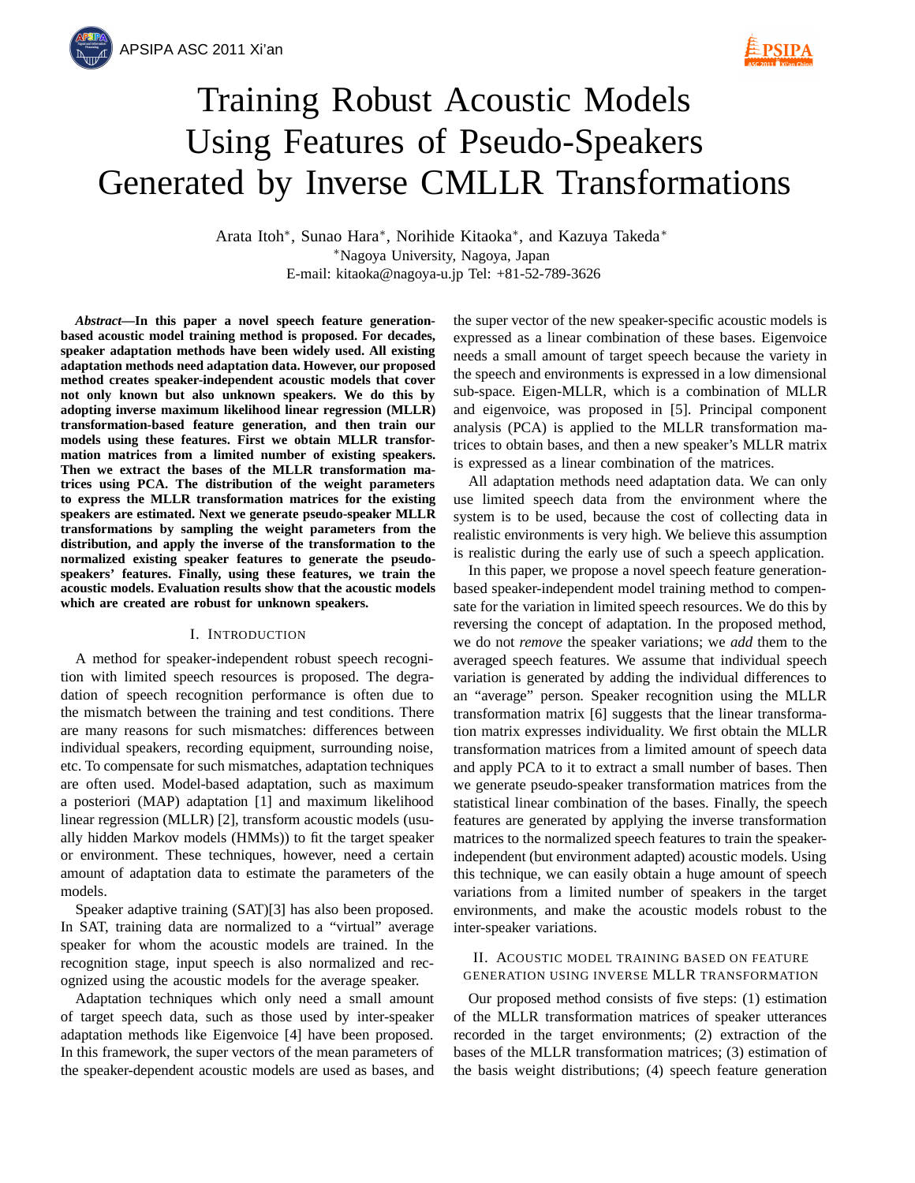# Training Robust Acoustic Models Using Features of Pseudo-Speakers Generated by Inverse CMLLR Transformations

Arata Itoh*, Sunao Hara*, Norihide Kitaoka*, and Kazuya Takeda*

*Nagoya University, Nagoya, Japan

E-mail: kitaoka@nagoya-u.jp Tel: +81-52-789-3626

***Abstract*—In this paper a novel speech feature generation-based acoustic model training method is proposed. For decades, speaker adaptation methods have been widely used. All existing adaptation methods need adaptation data. However, our proposed method creates speaker-independent acoustic models that cover not only known but also unknown speakers. We do this by adopting inverse maximum likelihood linear regression (MLLR) transformation-based feature generation, and then train our models using these features. First we obtain MLLR transformation matrices from a limited number of existing speakers. Then we extract the bases of the MLLR transformation matrices using PCA. The distribution of the weight parameters to express the MLLR transformation matrices for the existing speakers are estimated. Next we generate pseudo-speaker MLLR transformations by sampling the weight parameters from the distribution, and apply the inverse of the transformation to the normalized existing speaker features to generate the pseudo-speakers' features. Finally, using these features, we train the acoustic models. Evaluation results show that the acoustic models which are created are robust for unknown speakers.**

## I. Introduction

A method for speaker-independent robust speech recognition with limited speech resources is proposed. The degradation of speech recognition performance is often due to the mismatch between the training and test conditions. There are many reasons for such mismatches: differences between individual speakers, recording equipment, surrounding noise, etc. To compensate for such mismatches, adaptation techniques are often used. Model-based adaptation, such as maximum a posteriori (MAP) adaptation [1] and maximum likelihood linear regression (MLLR) [2], transform acoustic models (usually hidden Markov models (HMMs)) to fit the target speaker or environment. These techniques, however, need a certain amount of adaptation data to estimate the parameters of the models.

Speaker adaptive training (SAT)[3] has also been proposed. In SAT, training data are normalized to a "virtual" average speaker for whom the acoustic models are trained. In the recognition stage, input speech is also normalized and recognized using the acoustic models for the average speaker.

Adaptation techniques which only need a small amount of target speech data, such as those used by inter-speaker adaptation methods like Eigenvoice [4] have been proposed. In this framework, the super vectors of the mean parameters of the speaker-dependent acoustic models are used as bases, and the super vector of the new speaker-specific acoustic models is expressed as a linear combination of these bases. Eigenvoice needs a small amount of target speech because the variety in the speech and environments is expressed in a low dimensional sub-space. Eigen-MLLR, which is a combination of MLLR and eigenvoice, was proposed in [5]. Principal component analysis (PCA) is applied to the MLLR transformation matrices to obtain bases, and then a new speaker's MLLR matrix is expressed as a linear combination of the matrices.

All adaptation methods need adaptation data. We can only use limited speech data from the environment where the system is to be used, because the cost of collecting data in realistic environments is very high. We believe this assumption is realistic during the early use of such a speech application.

In this paper, we propose a novel speech feature generation-based speaker-independent model training method to compensate for the variation in limited speech resources. We do this by reversing the concept of adaptation. In the proposed method, we do not *remove* the speaker variations; we *add* them to the averaged speech features. We assume that individual speech variation is generated by adding the individual differences to an "average" person. Speaker recognition using the MLLR transformation matrix [6] suggests that the linear transformation matrix expresses individuality. We first obtain the MLLR transformation matrices from a limited amount of speech data and apply PCA to it to extract a small number of bases. Then we generate pseudo-speaker transformation matrices from the statistical linear combination of the bases. Finally, the speech features are generated by applying the inverse transformation matrices to the normalized speech features to train the speaker-independent (but environment adapted) acoustic models. Using this technique, we can easily obtain a huge amount of speech variations from a limited number of speakers in the target environments, and make the acoustic models robust to the inter-speaker variations.

## II. Acoustic model training based on feature generation using inverse MLLR transformation

Our proposed method consists of five steps: (1) estimation of the MLLR transformation matrices of speaker utterances recorded in the target environments; (2) extraction of the bases of the MLLR transformation matrices; (3) estimation of the basis weight distributions; (4) speech feature generation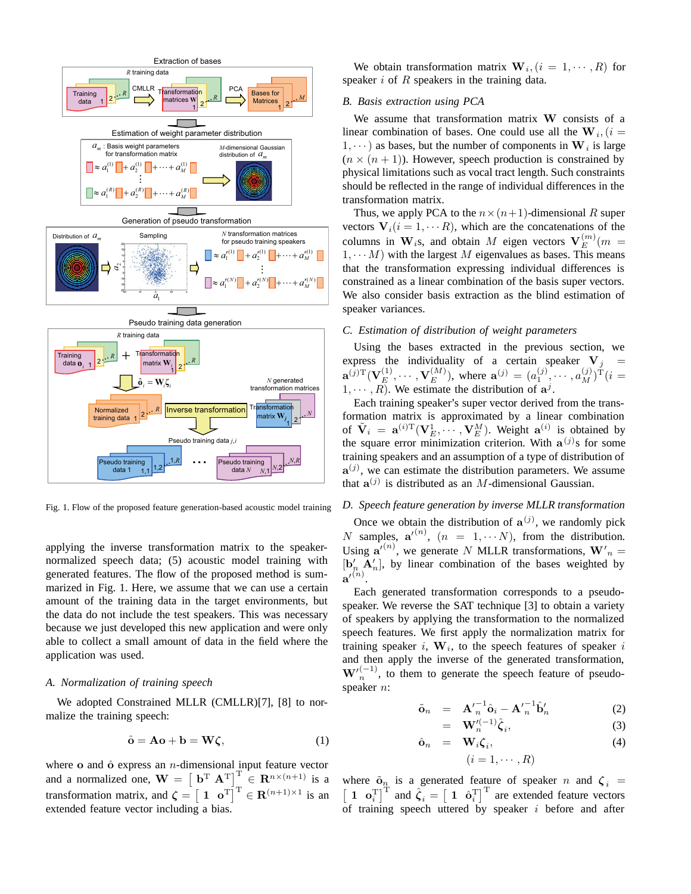Fig. 1. Flow of the proposed feature generation-based acoustic model training

applying the inverse transformation matrix to the speaker-normalized speech data; (5) acoustic model training with generated features. The flow of the proposed method is summarized in Fig. 1. Here, we assume that we can use a certain amount of the training data in the target environments, but the data do not include the test speakers. This was necessary because we just developed this new application and were only able to collect a small amount of data in the field where the application was used.

### A. Normalization of training speech

We adopted Constrained MLLR (CMLLR)[7], [8] to normalize the training speech:

$$\hat{\mathbf{o}} = \mathbf{A}\mathbf{o} + \mathbf{b} = \mathbf{W}\boldsymbol{\zeta}, \tag{1}$$

where $\mathbf{o}$ and $\hat{\mathbf{o}}$ express an $n$-dimensional input feature vector and a normalized one, $\mathbf{W} = \begin{bmatrix} \mathbf{b}^{\mathrm{T}} & \mathbf{A}^{\mathrm{T}} \end{bmatrix}^{\mathrm{T}} \in \mathbf{R}^{n\times(n+1)}$ is a transformation matrix, and $\boldsymbol{\zeta} = \begin{bmatrix} \mathbf{1} & \mathbf{o}^{\mathrm{T}} \end{bmatrix}^{\mathrm{T}} \in \mathbf{R}^{(n+1)\times 1}$ is an extended feature vector including a bias.

We obtain transformation matrix $\mathbf{W}_i, (i = 1, \cdots, R)$ for speaker $i$ of $R$ speakers in the training data.

### B. Basis extraction using PCA

We assume that transformation matrix $\mathbf{W}$ consists of a linear combination of bases. One could use all the $\mathbf{W}_i, (i = 1, \cdots)$ as bases, but the number of components in $\mathbf{W}_i$ is large ($n \times (n+1)$). However, speech production is constrained by physical limitations such as vocal tract length. Such constraints should be reflected in the range of individual differences in the transformation matrix.

Thus, we apply PCA to the $n\times(n+1)$-dimensional $R$ super vectors $\mathbf{V}_i (i = 1, \cdots R)$, which are the concatenations of the columns in $\mathbf{W}_i$s, and obtain $M$ eigen vectors $\mathbf{V}_E^{(m)} (m = 1, \cdots M)$ with the largest $M$ eigenvalues as bases. This means that the transformation expressing individual differences is constrained as a linear combination of the basis super vectors. We also consider basis extraction as the blind estimation of speaker variances.

### C. Estimation of distribution of weight parameters

Using the bases extracted in the previous section, we express the individuality of a certain speaker $\mathbf{V}_j = \mathbf{a}^{(j)\mathrm{T}}(\mathbf{V}_E^{(1)}, \cdots, \mathbf{V}_E^{(M)})$, where $\mathbf{a}^{(j)} = (a_1^{(j)}, \cdots, a_M^{(j)})^{\mathrm{T}} (i = 1, \cdots, R)$. We estimate the distribution of $\mathbf{a}^j$.

Each training speaker's super vector derived from the transformation matrix is approximated by a linear combination of $\tilde{\mathbf{V}}_i = \mathbf{a}^{(i)\mathrm{T}}(\mathbf{V}_E^1, \cdots, \mathbf{V}_E^M)$. Weight $\mathbf{a}^{(i)}$ is obtained by the square error minimization criterion. With $\mathbf{a}^{(j)}$s for some training speakers and an assumption of a type of distribution of $\mathbf{a}^{(j)}$, we can estimate the distribution parameters. We assume that $\mathbf{a}^{(j)}$ is distributed as an $M$-dimensional Gaussian.

### D. Speech feature generation by inverse MLLR transformation

Once we obtain the distribution of $\mathbf{a}^{(j)}$, we randomly pick $N$ samples, $\mathbf{a}'^{(n)}$, $(n = 1, \cdots N)$, from the distribution. Using $\mathbf{a}'^{(n)}$, we generate $N$ MLLR transformations, $\mathbf{W}'_n = [\mathbf{b}'_n \ \mathbf{A}'_n]$, by linear combination of the bases weighted by $\mathbf{a}'^{(n)}$.

Each generated transformation corresponds to a pseudo-speaker. We reverse the SAT technique [3] to obtain a variety of speakers by applying the transformation to the normalized speech features. We first apply the normalization matrix for training speaker $i$, $\mathbf{W}_i$, to the speech features of speaker $i$ and then apply the inverse of the generated transformation, $\mathbf{W}'^{(-1)}_n$, to them to generate the speech feature of pseudo-speaker $n$:

$$\tilde{\mathbf{o}}_n = \mathbf{A}'^{-1}_n \hat{\mathbf{o}}_i - \mathbf{A}'^{-1}_n \mathbf{b}'_n \tag{2}$$

$$= \mathbf{W}'^{(-1)}_n \hat{\boldsymbol{\zeta}}_i, \tag{3}$$

$$\hat{\mathbf{o}}_n = \mathbf{W}_i \boldsymbol{\zeta}_i, \tag{4}$$

$$(i = 1, \cdots, R)$$

where $\tilde{\mathbf{o}}_n$ is a generated feature of speaker $n$ and $\boldsymbol{\zeta}_i = \begin{bmatrix} \mathbf{1} & \mathbf{o}_i^{\mathrm{T}} \end{bmatrix}^{\mathrm{T}}$ and $\hat{\boldsymbol{\zeta}}_i = \begin{bmatrix} \mathbf{1} & \hat{\mathbf{o}}_i^{\mathrm{T}} \end{bmatrix}^{\mathrm{T}}$ are extended feature vectors of training speech uttered by speaker $i$ before and after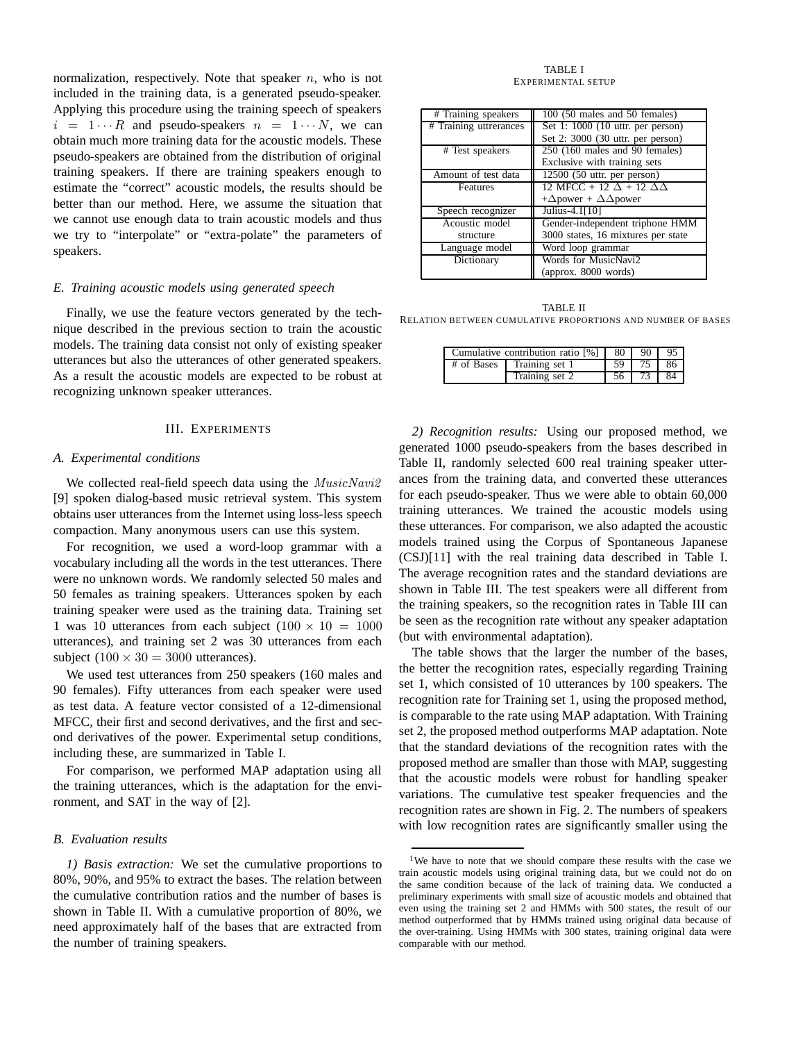normalization, respectively. Note that speaker $n$, who is not included in the training data, is a generated pseudo-speaker. Applying this procedure using the training speech of speakers $i = 1 \cdots R$ and pseudo-speakers $n = 1 \cdots N$, we can obtain much more training data for the acoustic models. These pseudo-speakers are obtained from the distribution of original training speakers. If there are training speakers enough to estimate the "correct" acoustic models, the results should be better than our method. Here, we assume the situation that we cannot use enough data to train acoustic models and thus we try to "interpolate" or "extra-polate" the parameters of speakers.

### *E. Training acoustic models using generated speech*

Finally, we use the feature vectors generated by the technique described in the previous section to train the acoustic models. The training data consist not only of existing speaker utterances but also the utterances of other generated speakers. As a result the acoustic models are expected to be robust at recognizing unknown speaker utterances.

## III. Experiments

### *A. Experimental conditions*

We collected real-field speech data using the $MusicNavi2$ [9] spoken dialog-based music retrieval system. This system obtains user utterances from the Internet using loss-less speech compaction. Many anonymous users can use this system.

For recognition, we used a word-loop grammar with a vocabulary including all the words in the test utterances. There were no unknown words. We randomly selected 50 males and 50 females as training speakers. Utterances spoken by each training speaker were used as the training data. Training set 1 was 10 utterances from each subject ($100 \times 10 = 1000$ utterances), and training set 2 was 30 utterances from each subject ($100 \times 30 = 3000$ utterances).

We used test utterances from 250 speakers (160 males and 90 females). Fifty utterances from each speaker were used as test data. A feature vector consisted of a 12-dimensional MFCC, their first and second derivatives, and the first and second derivatives of the power. Experimental setup conditions, including these, are summarized in Table I.

For comparison, we performed MAP adaptation using all the training utterances, which is the adaptation for the environment, and SAT in the way of [2].

TABLE I
Experimental setup

| | |
|---|---|
| # Training speakers | 100 (50 males and 50 females) |
| # Training uttrerances | Set 1: 1000 (10 uttr. per person)<br>Set 2: 3000 (30 uttr. per person) |
| # Test speakers | 250 (160 males and 90 females)<br>Exclusive with training sets |
| Amount of test data | 12500 (50 uttr. per person) |
| Features | 12 MFCC + 12 $\Delta$ + 12 $\Delta\Delta$<br>+$\Delta$power + $\Delta\Delta$power |
| Speech recognizer | Julius-4.1[10] |
| Acoustic model structure | Gender-independent triphone HMM<br>3000 states, 16 mixtures per state |
| Language model | Word loop grammar |
| Dictionary | Words for MusicNavi2<br>(approx. 8000 words) |

TABLE II
Relation between cumulative proportions and number of bases

| Cumulative contribution ratio [%] | | 80 | 90 | 95 |
|---|---|---|---|---|
| # of Bases | Training set 1 | 59 | 75 | 86 |
| | Training set 2 | 56 | 73 | 84 |

### *B. Evaluation results*

*1) Basis extraction:* We set the cumulative proportions to 80%, 90%, and 95% to extract the bases. The relation between the cumulative contribution ratios and the number of bases is shown in Table II. With a cumulative proportion of 80%, we need approximately half of the bases that are extracted from the number of training speakers.

*2) Recognition results:* Using our proposed method, we generated 1000 pseudo-speakers from the bases described in Table II, randomly selected 600 real training speaker utterances from the training data, and converted these utterances for each pseudo-speaker. Thus we were able to obtain 60,000 training utterances. We trained the acoustic models using these utterances. For comparison, we also adapted the acoustic models trained using the Corpus of Spontaneous Japanese (CSJ)[11] with the real training data described in Table I. The average recognition rates and the standard deviations are shown in Table III. The test speakers were all different from the training speakers, so the recognition rates in Table III can be seen as the recognition rate without any speaker adaptation (but with environmental adaptation).

The table shows that the larger the number of the bases, the better the recognition rates, especially regarding Training set 1, which consisted of 10 utterances by 100 speakers. The recognition rate for Training set 1, using the proposed method, is comparable to the rate using MAP adaptation. With Training set 2, the proposed method outperforms MAP adaptation. Note that the standard deviations of the recognition rates with the proposed method are smaller than those with MAP, suggesting that the acoustic models were robust for handling speaker variations. The cumulative test speaker frequencies and the recognition rates are shown in Fig. 2. The numbers of speakers with low recognition rates are significantly smaller using the

[1] We have to note that we should compare these results with the case we train acoustic models using original training data, but we could not do on the same condition because of the lack of training data. We conducted a preliminary experiments with small size of acoustic models and obtained that even using the training set 2 and HMMs with 500 states, the result of our method outperformed that by HMMs trained using original data because of the over-training. Using HMMs with 300 states, training original data were comparable with our method.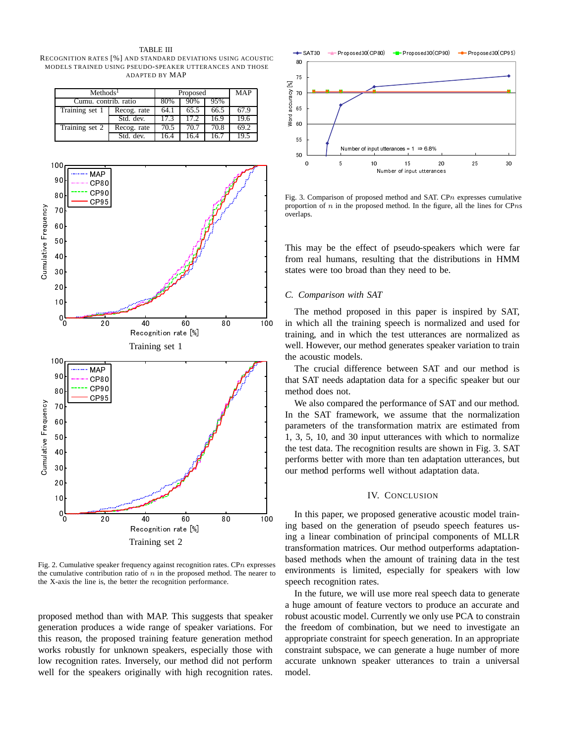TABLE III

RECOGNITION RATES [%] AND STANDARD DEVIATIONS USING ACOUSTIC MODELS TRAINED USING PSEUDO-SPEAKER UTTERANCES AND THOSE ADAPTED BY MAP

| Methods[1] | | Proposed | | | MAP |
|---|---|---|---|---|---|
| Cumu. contrib. ratio | | 80% | 90% | 95% | |
| Training set 1 | Recog. rate | 64.1 | 65.5 | 66.5 | 67.9 |
| | Std. dev. | 17.3 | 17.2 | 16.9 | 19.6 |
| Training set 2 | Recog. rate | 70.5 | 70.7 | 70.8 | 69.2 |
| | Std. dev. | 16.4 | 16.4 | 16.7 | 19.5 |

Training set 1

Training set 2

Fig. 2. Cumulative speaker frequency against recognition rates. CP$n$ expresses the cumulative contribution ratio of $n$ in the proposed method. The nearer to the X-axis the line is, the better the recognition performance.

proposed method than with MAP. This suggests that speaker generation produces a wide range of speaker variations. For this reason, the proposed training feature generation method works robustly for unknown speakers, especially those with low recognition rates. Inversely, our method did not perform well for the speakers originally with high recognition rates.

Fig. 3. Comparison of proposed method and SAT. CP$n$ expresses cumulative proportion of $n$ in the proposed method. In the figure, all the lines for CP$n$s overlaps.

This may be the effect of pseudo-speakers which were far from real humans, resulting that the distributions in HMM states were too broad than they need to be.

### C. Comparison with SAT

The method proposed in this paper is inspired by SAT, in which all the training speech is normalized and used for training, and in which the test utterances are normalized as well. However, our method generates speaker variation to train the acoustic models.

The crucial difference between SAT and our method is that SAT needs adaptation data for a specific speaker but our method does not.

We also compared the performance of SAT and our method. In the SAT framework, we assume that the normalization parameters of the transformation matrix are estimated from 1, 3, 5, 10, and 30 input utterances with which to normalize the test data. The recognition results are shown in Fig. 3. SAT performs better with more than ten adaptation utterances, but our method performs well without adaptation data.

## IV. CONCLUSION

In this paper, we proposed generative acoustic model training based on the generation of pseudo speech features using a linear combination of principal components of MLLR transformation matrices. Our method outperforms adaptation-based methods when the amount of training data in the test environments is limited, especially for speakers with low speech recognition rates.

In the future, we will use more real speech data to generate a huge amount of feature vectors to produce an accurate and robust acoustic model. Currently we only use PCA to constrain the freedom of combination, but we need to investigate an appropriate constraint for speech generation. In an appropriate constraint subspace, we can generate a huge number of more accurate unknown speaker utterances to train a universal model.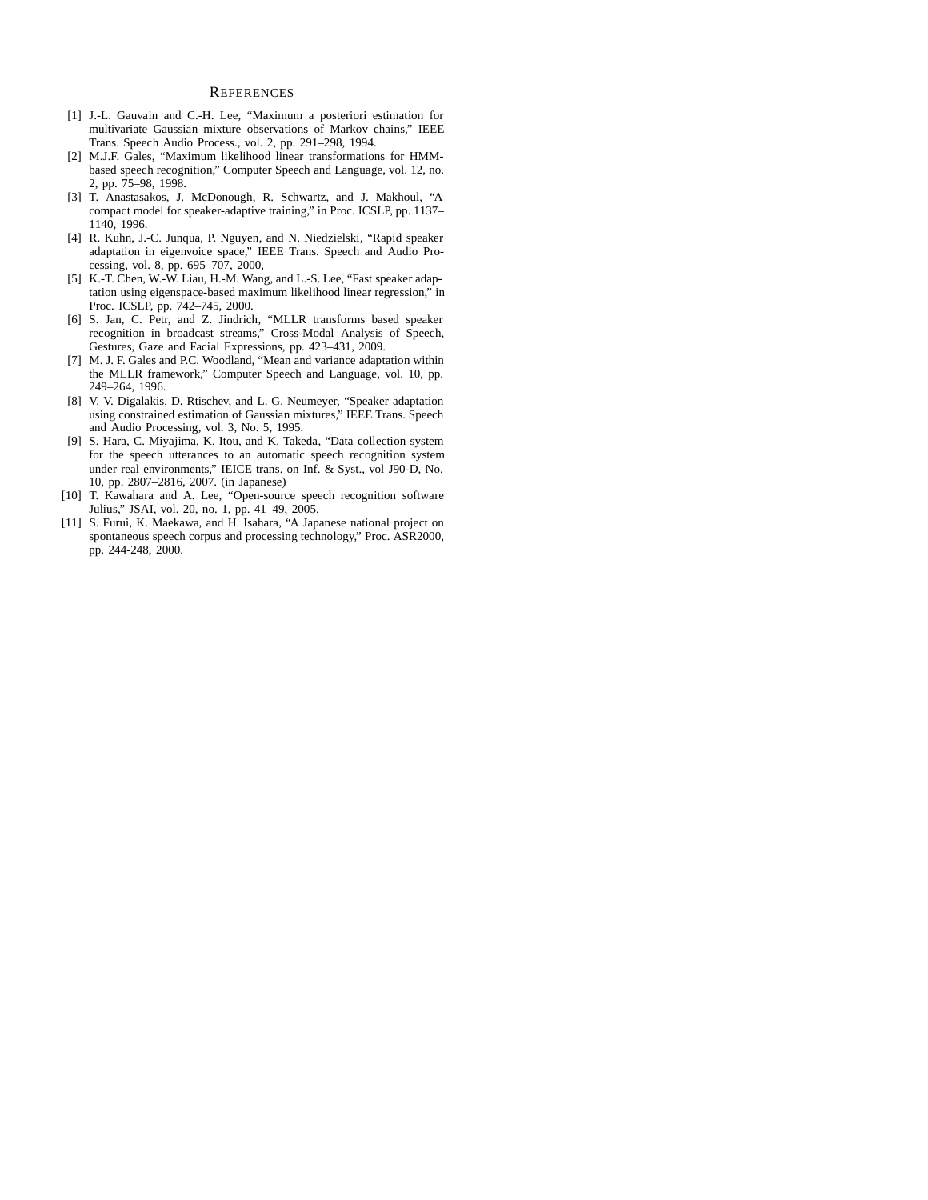## References

[1] J.-L. Gauvain and C.-H. Lee, "Maximum a posteriori estimation for multivariate Gaussian mixture observations of Markov chains," IEEE Trans. Speech Audio Process., vol. 2, pp. 291–298, 1994.

[2] M.J.F. Gales, "Maximum likelihood linear transformations for HMM-based speech recognition," Computer Speech and Language, vol. 12, no. 2, pp. 75–98, 1998.

[3] T. Anastasakos, J. McDonough, R. Schwartz, and J. Makhoul, "A compact model for speaker-adaptive training," in Proc. ICSLP, pp. 1137–1140, 1996.

[4] R. Kuhn, J.-C. Junqua, P. Nguyen, and N. Niedzielski, "Rapid speaker adaptation in eigenvoice space," IEEE Trans. Speech and Audio Processing, vol. 8, pp. 695–707, 2000,

[5] K.-T. Chen, W.-W. Liau, H.-M. Wang, and L.-S. Lee, "Fast speaker adaptation using eigenspace-based maximum likelihood linear regression," in Proc. ICSLP, pp. 742–745, 2000.

[6] S. Jan, C. Petr, and Z. Jindrich, "MLLR transforms based speaker recognition in broadcast streams," Cross-Modal Analysis of Speech, Gestures, Gaze and Facial Expressions, pp. 423–431, 2009.

[7] M. J. F. Gales and P.C. Woodland, "Mean and variance adaptation within the MLLR framework," Computer Speech and Language, vol. 10, pp. 249–264, 1996.

[8] V. V. Digalakis, D. Rtischev, and L. G. Neumeyer, "Speaker adaptation using constrained estimation of Gaussian mixtures," IEEE Trans. Speech and Audio Processing, vol. 3, No. 5, 1995.

[9] S. Hara, C. Miyajima, K. Itou, and K. Takeda, "Data collection system for the speech utterances to an automatic speech recognition system under real environments," IEICE trans. on Inf. & Syst., vol J90-D, No. 10, pp. 2807–2816, 2007. (in Japanese)

[10] T. Kawahara and A. Lee, "Open-source speech recognition software Julius," JSAI, vol. 20, no. 1, pp. 41–49, 2005.

[11] S. Furui, K. Maekawa, and H. Isahara, "A Japanese national project on spontaneous speech corpus and processing technology," Proc. ASR2000, pp. 244-248, 2000.